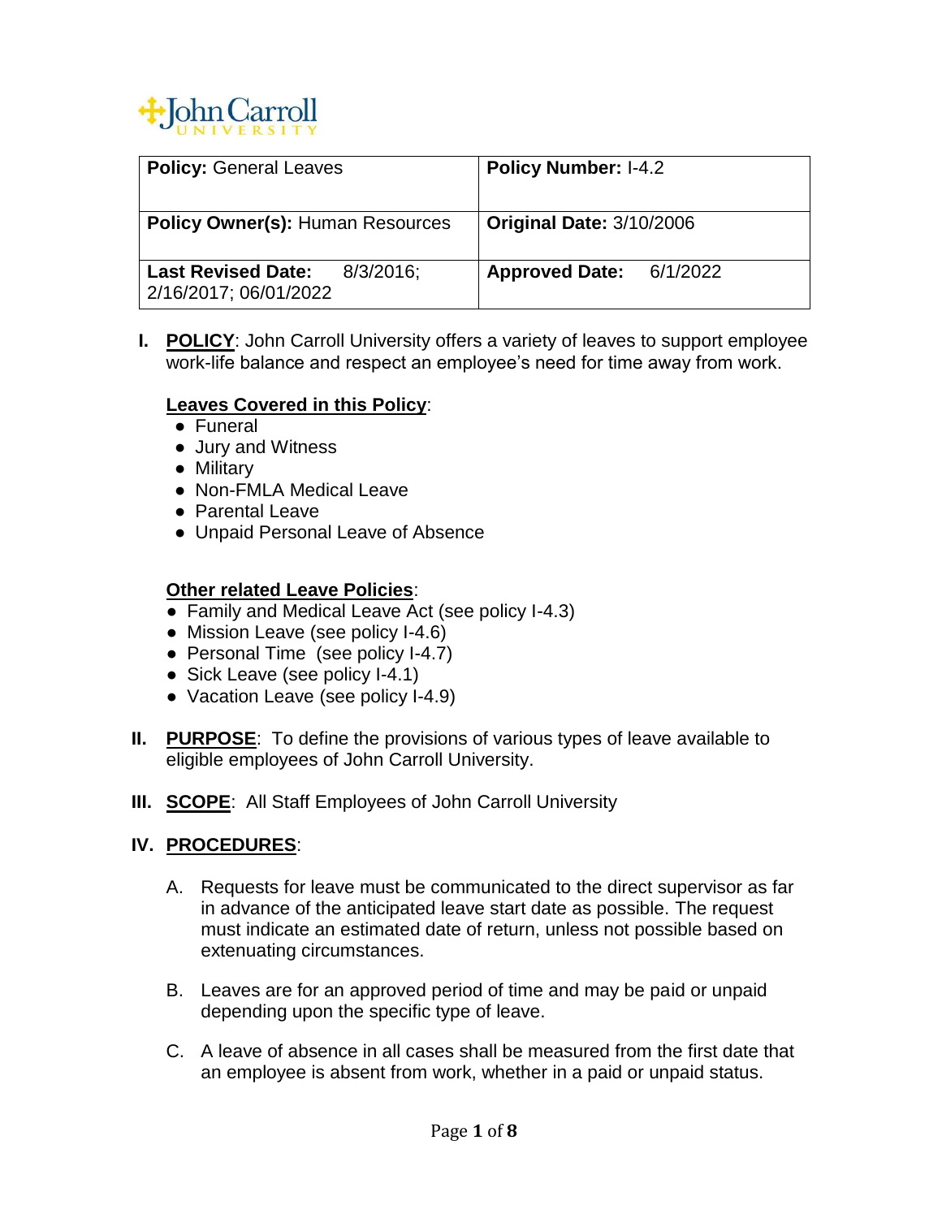John Carroll UNIVERSITY

| **Policy:** General Leaves | **Policy Number:** I-4.2 |
|---|---|
| **Policy Owner(s):** Human Resources | **Original Date:** 3/10/2006 |
| **Last Revised Date:** 8/3/2016; 2/16/2017; 06/01/2022 | **Approved Date:** 6/1/2022 |

**I. POLICY**: John Carroll University offers a variety of leaves to support employee work-life balance and respect an employee's need for time away from work.

**Leaves Covered in this Policy**:

- Funeral
- Jury and Witness
- Military
- Non-FMLA Medical Leave
- Parental Leave
- Unpaid Personal Leave of Absence

**Other related Leave Policies**:

- Family and Medical Leave Act (see policy I-4.3)
- Mission Leave (see policy I-4.6)
- Personal Time (see policy I-4.7)
- Sick Leave (see policy I-4.1)
- Vacation Leave (see policy I-4.9)

**II. PURPOSE**: To define the provisions of various types of leave available to eligible employees of John Carroll University.

**III. SCOPE**: All Staff Employees of John Carroll University

**IV. PROCEDURES**:

A. Requests for leave must be communicated to the direct supervisor as far in advance of the anticipated leave start date as possible. The request must indicate an estimated date of return, unless not possible based on extenuating circumstances.

B. Leaves are for an approved period of time and may be paid or unpaid depending upon the specific type of leave.

C. A leave of absence in all cases shall be measured from the first date that an employee is absent from work, whether in a paid or unpaid status.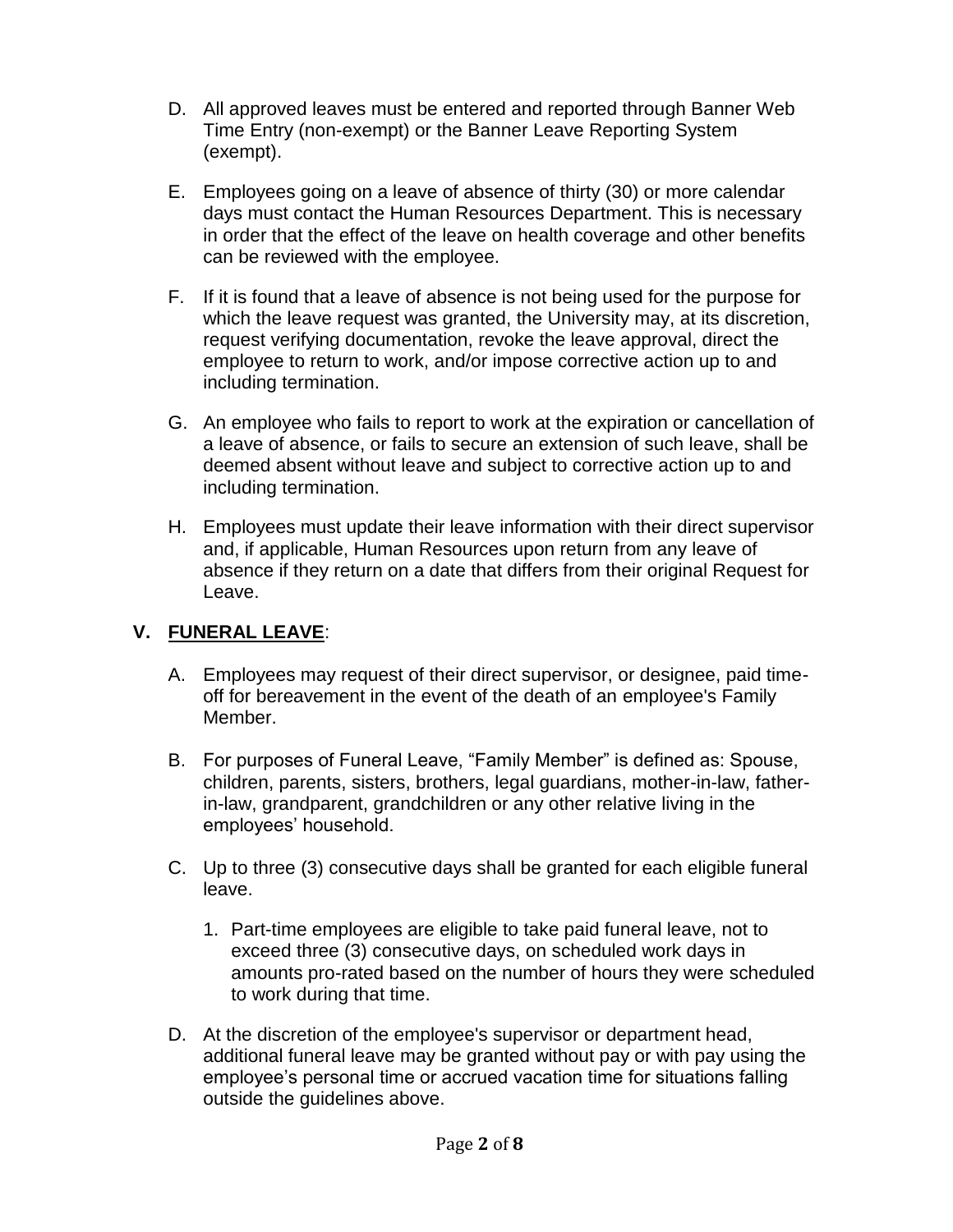D. All approved leaves must be entered and reported through Banner Web Time Entry (non-exempt) or the Banner Leave Reporting System (exempt).

E. Employees going on a leave of absence of thirty (30) or more calendar days must contact the Human Resources Department. This is necessary in order that the effect of the leave on health coverage and other benefits can be reviewed with the employee.

F. If it is found that a leave of absence is not being used for the purpose for which the leave request was granted, the University may, at its discretion, request verifying documentation, revoke the leave approval, direct the employee to return to work, and/or impose corrective action up to and including termination.

G. An employee who fails to report to work at the expiration or cancellation of a leave of absence, or fails to secure an extension of such leave, shall be deemed absent without leave and subject to corrective action up to and including termination.

H. Employees must update their leave information with their direct supervisor and, if applicable, Human Resources upon return from any leave of absence if they return on a date that differs from their original Request for Leave.

## V. <u>FUNERAL LEAVE</u>:

A. Employees may request of their direct supervisor, or designee, paid time-off for bereavement in the event of the death of an employee's Family Member.

B. For purposes of Funeral Leave, "Family Member" is defined as: Spouse, children, parents, sisters, brothers, legal guardians, mother-in-law, father-in-law, grandparent, grandchildren or any other relative living in the employees' household.

C. Up to three (3) consecutive days shall be granted for each eligible funeral leave.

   1. Part-time employees are eligible to take paid funeral leave, not to exceed three (3) consecutive days, on scheduled work days in amounts pro-rated based on the number of hours they were scheduled to work during that time.

D. At the discretion of the employee's supervisor or department head, additional funeral leave may be granted without pay or with pay using the employee's personal time or accrued vacation time for situations falling outside the guidelines above.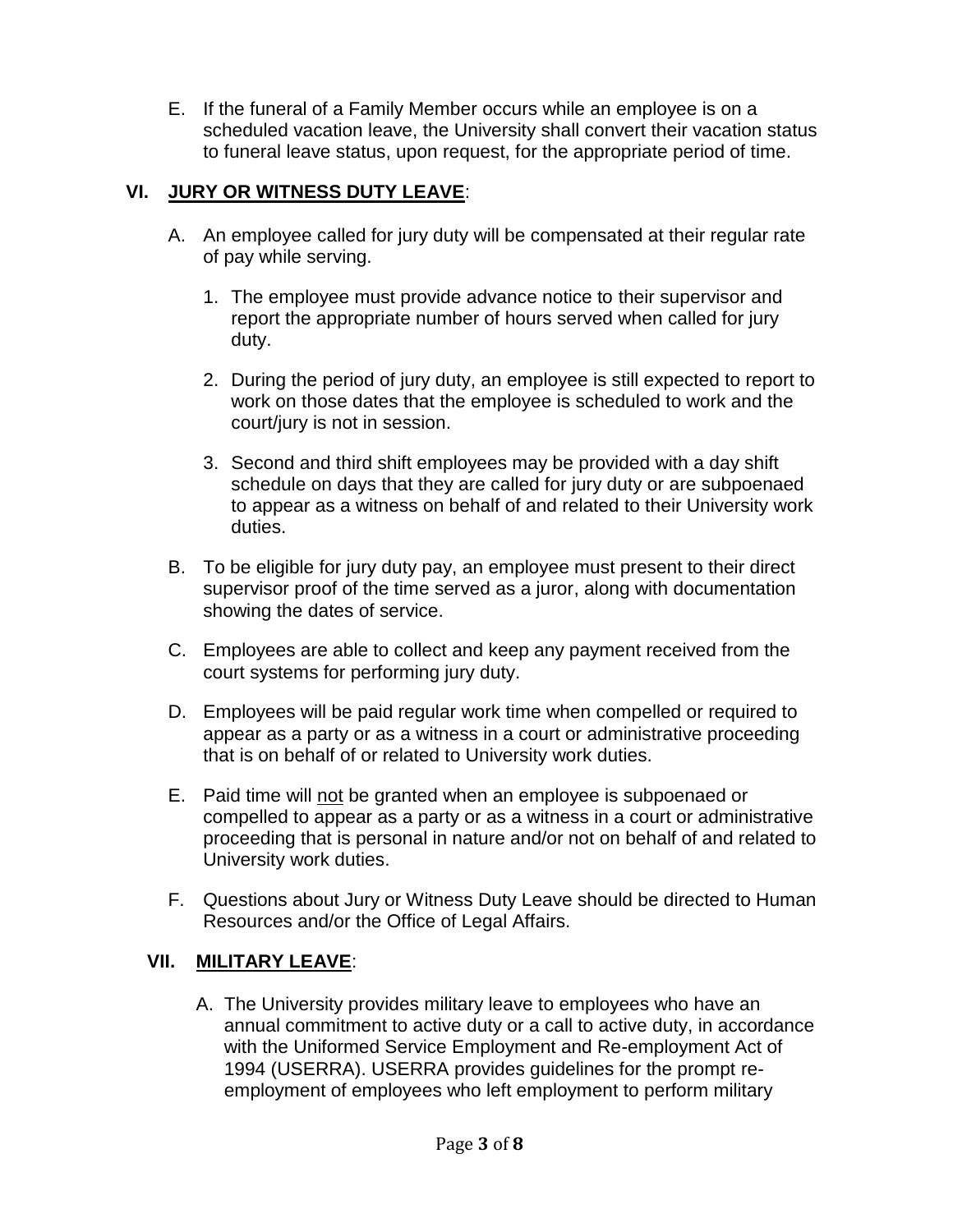E. If the funeral of a Family Member occurs while an employee is on a scheduled vacation leave, the University shall convert their vacation status to funeral leave status, upon request, for the appropriate period of time.

## VI. JURY OR WITNESS DUTY LEAVE:

A. An employee called for jury duty will be compensated at their regular rate of pay while serving.

   1. The employee must provide advance notice to their supervisor and report the appropriate number of hours served when called for jury duty.

   2. During the period of jury duty, an employee is still expected to report to work on those dates that the employee is scheduled to work and the court/jury is not in session.

   3. Second and third shift employees may be provided with a day shift schedule on days that they are called for jury duty or are subpoenaed to appear as a witness on behalf of and related to their University work duties.

B. To be eligible for jury duty pay, an employee must present to their direct supervisor proof of the time served as a juror, along with documentation showing the dates of service.

C. Employees are able to collect and keep any payment received from the court systems for performing jury duty.

D. Employees will be paid regular work time when compelled or required to appear as a party or as a witness in a court or administrative proceeding that is on behalf of or related to University work duties.

E. Paid time will not be granted when an employee is subpoenaed or compelled to appear as a party or as a witness in a court or administrative proceeding that is personal in nature and/or not on behalf of and related to University work duties.

F. Questions about Jury or Witness Duty Leave should be directed to Human Resources and/or the Office of Legal Affairs.

## VII. MILITARY LEAVE:

A. The University provides military leave to employees who have an annual commitment to active duty or a call to active duty, in accordance with the Uniformed Service Employment and Re-employment Act of 1994 (USERRA). USERRA provides guidelines for the prompt re-employment of employees who left employment to perform military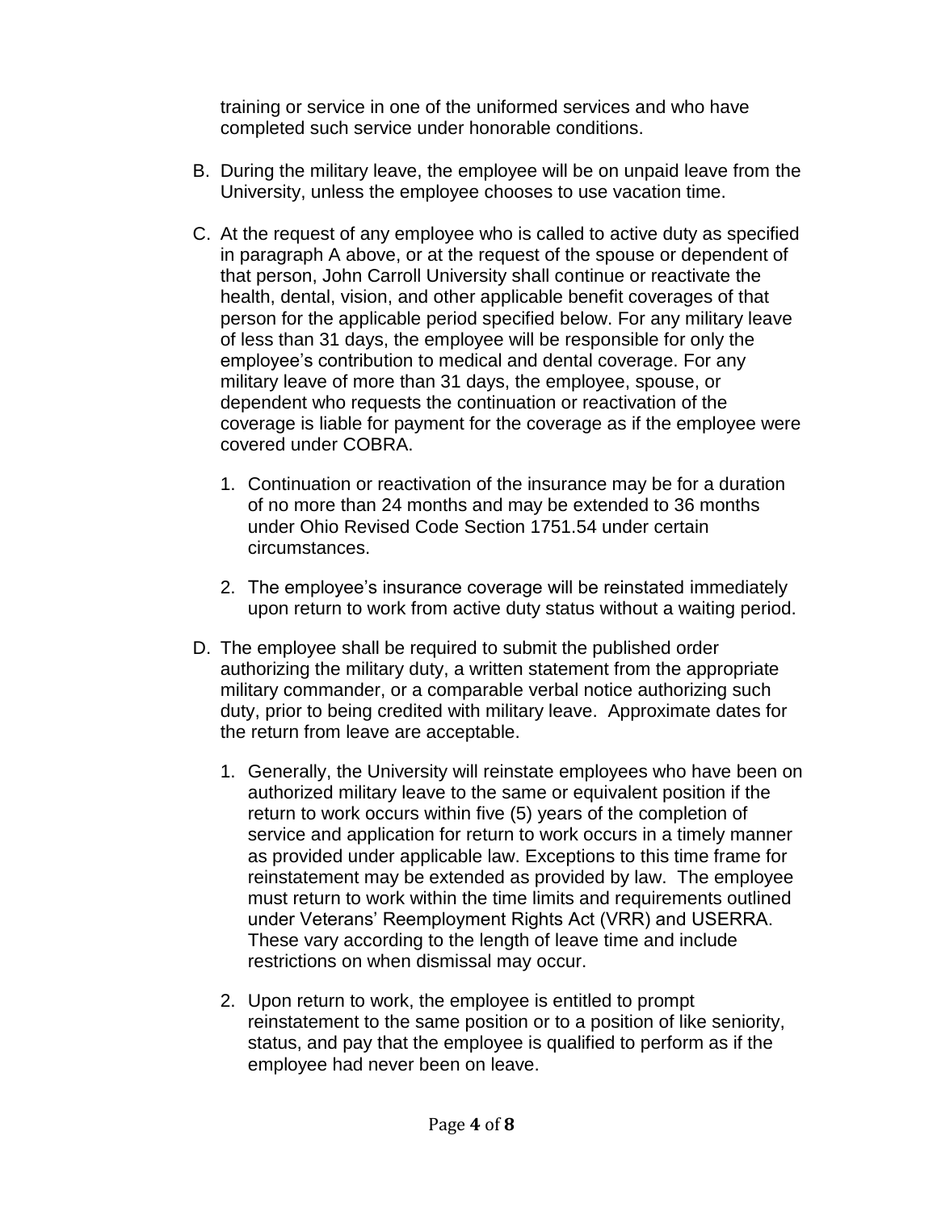training or service in one of the uniformed services and who have completed such service under honorable conditions.

B. During the military leave, the employee will be on unpaid leave from the University, unless the employee chooses to use vacation time.

C. At the request of any employee who is called to active duty as specified in paragraph A above, or at the request of the spouse or dependent of that person, John Carroll University shall continue or reactivate the health, dental, vision, and other applicable benefit coverages of that person for the applicable period specified below. For any military leave of less than 31 days, the employee will be responsible for only the employee's contribution to medical and dental coverage. For any military leave of more than 31 days, the employee, spouse, or dependent who requests the continuation or reactivation of the coverage is liable for payment for the coverage as if the employee were covered under COBRA.

   1. Continuation or reactivation of the insurance may be for a duration of no more than 24 months and may be extended to 36 months under Ohio Revised Code Section 1751.54 under certain circumstances.

   2. The employee's insurance coverage will be reinstated immediately upon return to work from active duty status without a waiting period.

D. The employee shall be required to submit the published order authorizing the military duty, a written statement from the appropriate military commander, or a comparable verbal notice authorizing such duty, prior to being credited with military leave. Approximate dates for the return from leave are acceptable.

   1. Generally, the University will reinstate employees who have been on authorized military leave to the same or equivalent position if the return to work occurs within five (5) years of the completion of service and application for return to work occurs in a timely manner as provided under applicable law. Exceptions to this time frame for reinstatement may be extended as provided by law. The employee must return to work within the time limits and requirements outlined under Veterans' Reemployment Rights Act (VRR) and USERRA. These vary according to the length of leave time and include restrictions on when dismissal may occur.

   2. Upon return to work, the employee is entitled to prompt reinstatement to the same position or to a position of like seniority, status, and pay that the employee is qualified to perform as if the employee had never been on leave.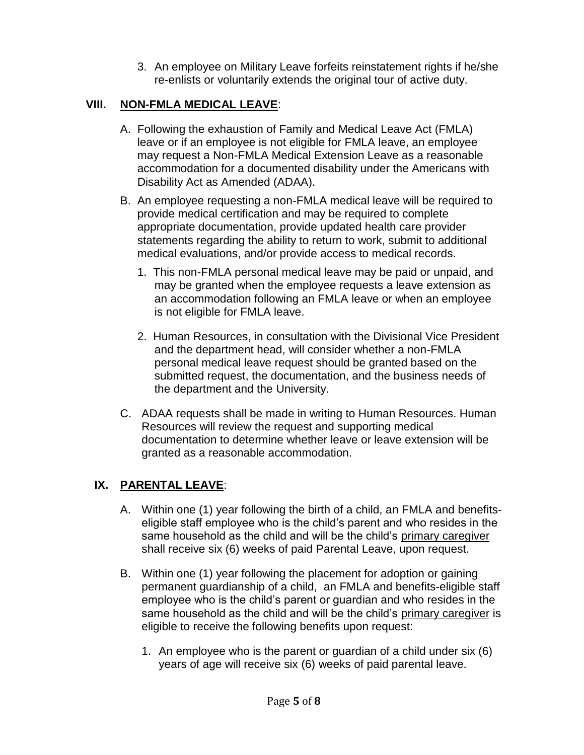3. An employee on Military Leave forfeits reinstatement rights if he/she re-enlists or voluntarily extends the original tour of active duty.

## VIII. NON-FMLA MEDICAL LEAVE:

A. Following the exhaustion of Family and Medical Leave Act (FMLA) leave or if an employee is not eligible for FMLA leave, an employee may request a Non-FMLA Medical Extension Leave as a reasonable accommodation for a documented disability under the Americans with Disability Act as Amended (ADAA).

B. An employee requesting a non-FMLA medical leave will be required to provide medical certification and may be required to complete appropriate documentation, provide updated health care provider statements regarding the ability to return to work, submit to additional medical evaluations, and/or provide access to medical records.

   1. This non-FMLA personal medical leave may be paid or unpaid, and may be granted when the employee requests a leave extension as an accommodation following an FMLA leave or when an employee is not eligible for FMLA leave.

   2. Human Resources, in consultation with the Divisional Vice President and the department head, will consider whether a non-FMLA personal medical leave request should be granted based on the submitted request, the documentation, and the business needs of the department and the University.

C. ADAA requests shall be made in writing to Human Resources. Human Resources will review the request and supporting medical documentation to determine whether leave or leave extension will be granted as a reasonable accommodation.

## IX. PARENTAL LEAVE:

A. Within one (1) year following the birth of a child, an FMLA and benefits-eligible staff employee who is the child's parent and who resides in the same household as the child and will be the child's primary caregiver shall receive six (6) weeks of paid Parental Leave, upon request.

B. Within one (1) year following the placement for adoption or gaining permanent guardianship of a child, an FMLA and benefits-eligible staff employee who is the child's parent or guardian and who resides in the same household as the child and will be the child's primary caregiver is eligible to receive the following benefits upon request:

   1. An employee who is the parent or guardian of a child under six (6) years of age will receive six (6) weeks of paid parental leave.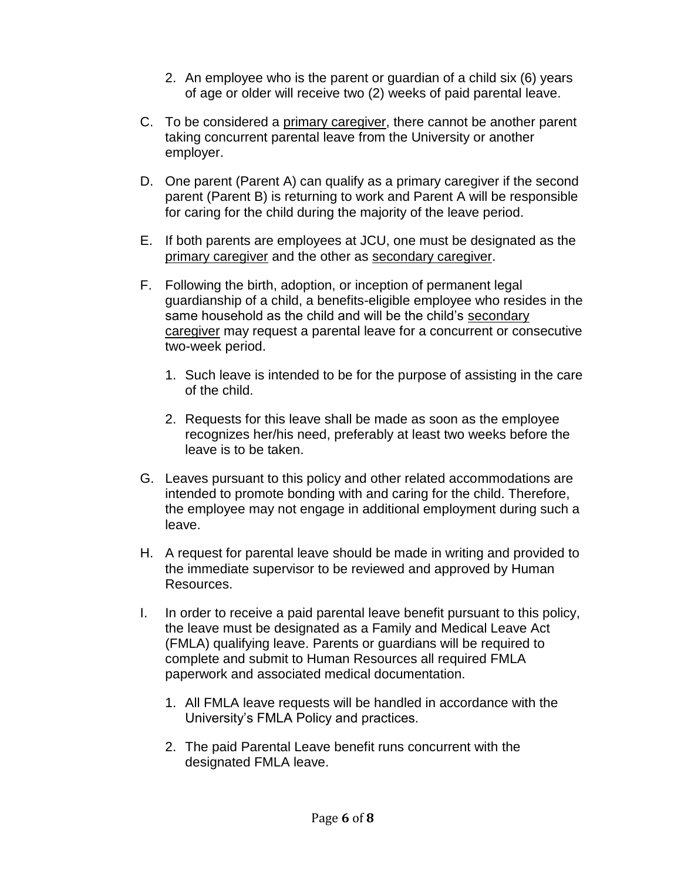2. An employee who is the parent or guardian of a child six (6) years of age or older will receive two (2) weeks of paid parental leave.

C. To be considered a primary caregiver, there cannot be another parent taking concurrent parental leave from the University or another employer.

D. One parent (Parent A) can qualify as a primary caregiver if the second parent (Parent B) is returning to work and Parent A will be responsible for caring for the child during the majority of the leave period.

E. If both parents are employees at JCU, one must be designated as the primary caregiver and the other as secondary caregiver.

F. Following the birth, adoption, or inception of permanent legal guardianship of a child, a benefits-eligible employee who resides in the same household as the child and will be the child's secondary caregiver may request a parental leave for a concurrent or consecutive two-week period.

   1. Such leave is intended to be for the purpose of assisting in the care of the child.

   2. Requests for this leave shall be made as soon as the employee recognizes her/his need, preferably at least two weeks before the leave is to be taken.

G. Leaves pursuant to this policy and other related accommodations are intended to promote bonding with and caring for the child. Therefore, the employee may not engage in additional employment during such a leave.

H. A request for parental leave should be made in writing and provided to the immediate supervisor to be reviewed and approved by Human Resources.

I. In order to receive a paid parental leave benefit pursuant to this policy, the leave must be designated as a Family and Medical Leave Act (FMLA) qualifying leave. Parents or guardians will be required to complete and submit to Human Resources all required FMLA paperwork and associated medical documentation.

   1. All FMLA leave requests will be handled in accordance with the University's FMLA Policy and practices.

   2. The paid Parental Leave benefit runs concurrent with the designated FMLA leave.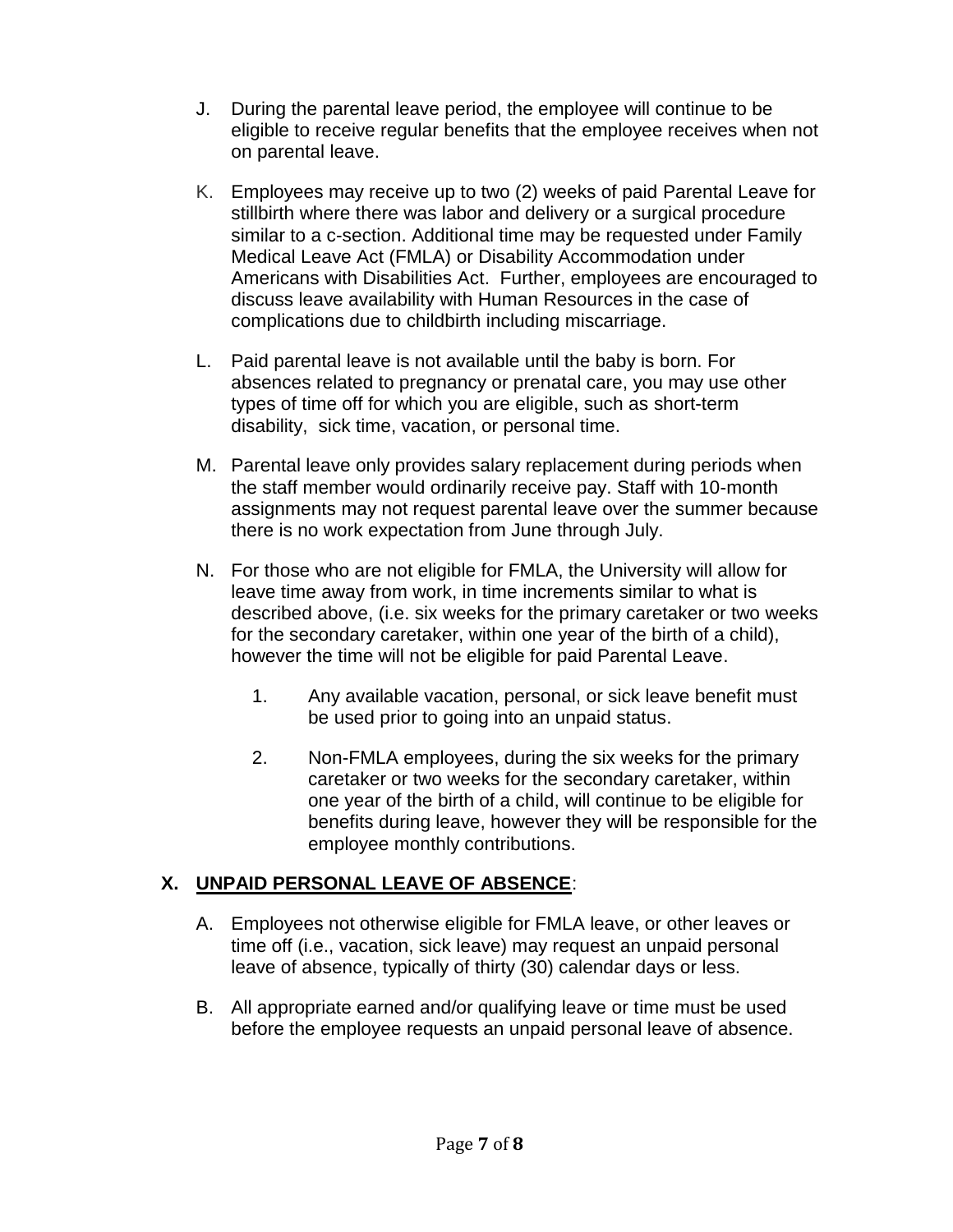J. During the parental leave period, the employee will continue to be eligible to receive regular benefits that the employee receives when not on parental leave.

K. Employees may receive up to two (2) weeks of paid Parental Leave for stillbirth where there was labor and delivery or a surgical procedure similar to a c-section. Additional time may be requested under Family Medical Leave Act (FMLA) or Disability Accommodation under Americans with Disabilities Act. Further, employees are encouraged to discuss leave availability with Human Resources in the case of complications due to childbirth including miscarriage.

L. Paid parental leave is not available until the baby is born. For absences related to pregnancy or prenatal care, you may use other types of time off for which you are eligible, such as short-term disability, sick time, vacation, or personal time.

M. Parental leave only provides salary replacement during periods when the staff member would ordinarily receive pay. Staff with 10-month assignments may not request parental leave over the summer because there is no work expectation from June through July.

N. For those who are not eligible for FMLA, the University will allow for leave time away from work, in time increments similar to what is described above, (i.e. six weeks for the primary caretaker or two weeks for the secondary caretaker, within one year of the birth of a child), however the time will not be eligible for paid Parental Leave.

   1. Any available vacation, personal, or sick leave benefit must be used prior to going into an unpaid status.

   2. Non-FMLA employees, during the six weeks for the primary caretaker or two weeks for the secondary caretaker, within one year of the birth of a child, will continue to be eligible for benefits during leave, however they will be responsible for the employee monthly contributions.

## X. UNPAID PERSONAL LEAVE OF ABSENCE:

A. Employees not otherwise eligible for FMLA leave, or other leaves or time off (i.e., vacation, sick leave) may request an unpaid personal leave of absence, typically of thirty (30) calendar days or less.

B. All appropriate earned and/or qualifying leave or time must be used before the employee requests an unpaid personal leave of absence.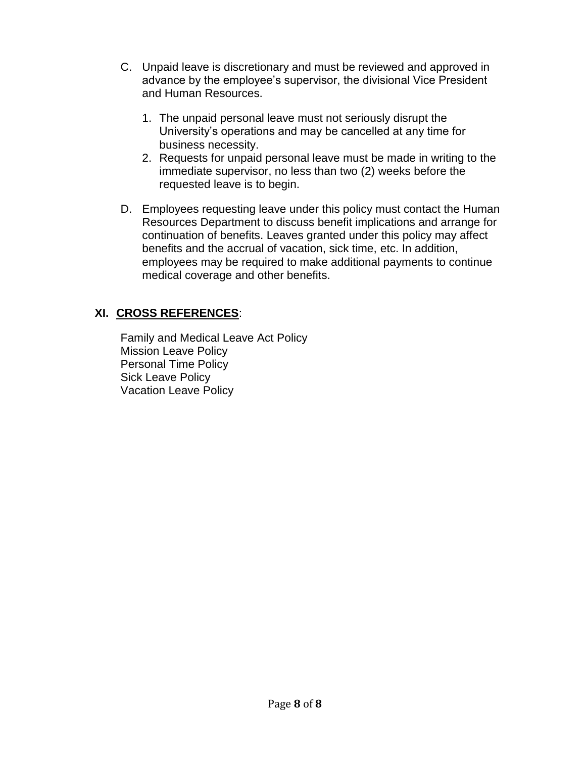C. Unpaid leave is discretionary and must be reviewed and approved in advance by the employee's supervisor, the divisional Vice President and Human Resources.

   1. The unpaid personal leave must not seriously disrupt the University's operations and may be cancelled at any time for business necessity.
   2. Requests for unpaid personal leave must be made in writing to the immediate supervisor, no less than two (2) weeks before the requested leave is to begin.

D. Employees requesting leave under this policy must contact the Human Resources Department to discuss benefit implications and arrange for continuation of benefits. Leaves granted under this policy may affect benefits and the accrual of vacation, sick time, etc. In addition, employees may be required to make additional payments to continue medical coverage and other benefits.

## XI. CROSS REFERENCES:

Family and Medical Leave Act Policy
Mission Leave Policy
Personal Time Policy
Sick Leave Policy
Vacation Leave Policy